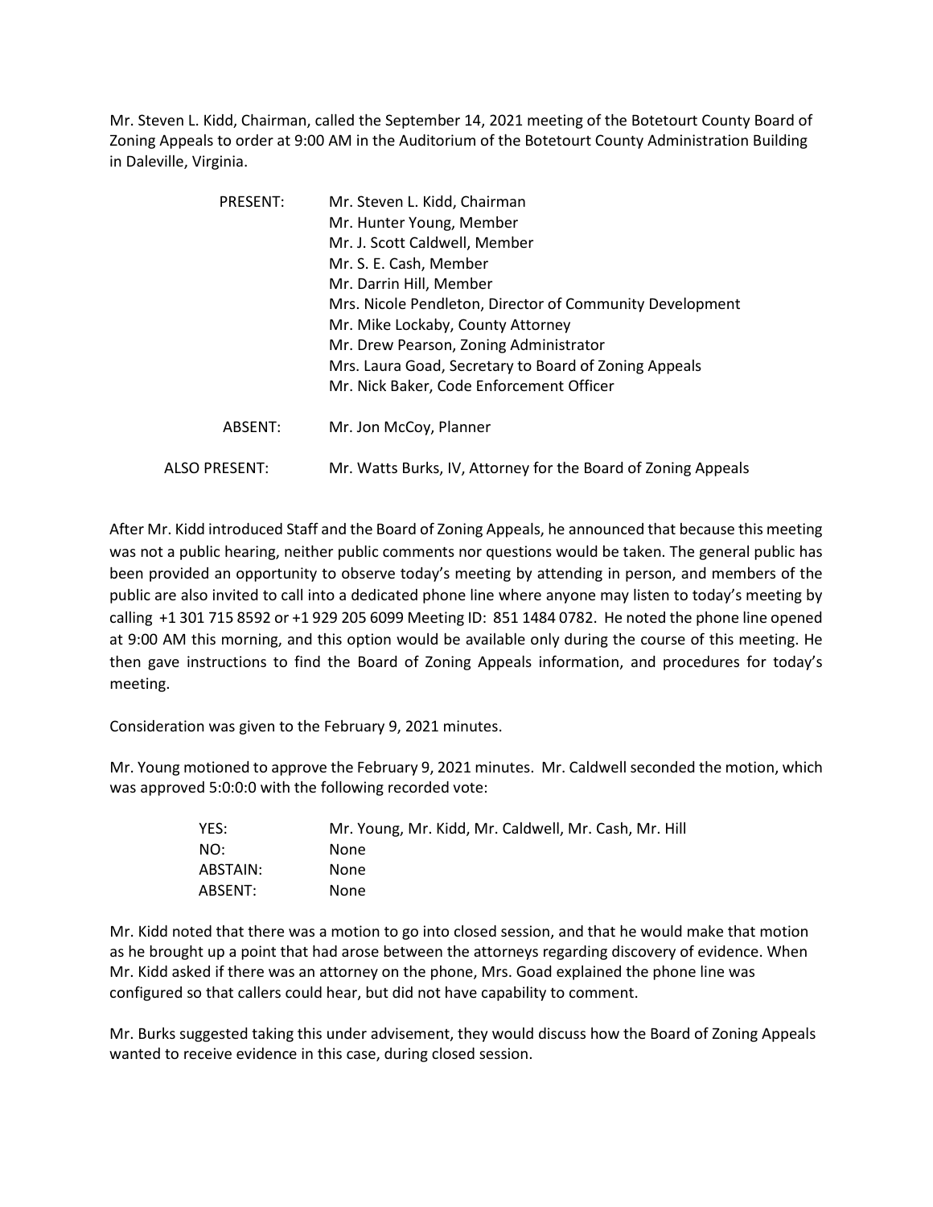Mr. Steven L. Kidd, Chairman, called the September 14, 2021 meeting of the Botetourt County Board of Zoning Appeals to order at 9:00 AM in the Auditorium of the Botetourt County Administration Building in Daleville, Virginia.

| | |
|---|---|
| PRESENT: | Mr. Steven L. Kidd, Chairman<br>Mr. Hunter Young, Member<br>Mr. J. Scott Caldwell, Member<br>Mr. S. E. Cash, Member<br>Mr. Darrin Hill, Member<br>Mrs. Nicole Pendleton, Director of Community Development<br>Mr. Mike Lockaby, County Attorney<br>Mr. Drew Pearson, Zoning Administrator<br>Mrs. Laura Goad, Secretary to Board of Zoning Appeals<br>Mr. Nick Baker, Code Enforcement Officer |
| ABSENT: | Mr. Jon McCoy, Planner |
| ALSO PRESENT: | Mr. Watts Burks, IV, Attorney for the Board of Zoning Appeals |

After Mr. Kidd introduced Staff and the Board of Zoning Appeals, he announced that because this meeting was not a public hearing, neither public comments nor questions would be taken. The general public has been provided an opportunity to observe today's meeting by attending in person, and members of the public are also invited to call into a dedicated phone line where anyone may listen to today's meeting by calling +1 301 715 8592 or +1 929 205 6099 Meeting ID: 851 1484 0782. He noted the phone line opened at 9:00 AM this morning, and this option would be available only during the course of this meeting. He then gave instructions to find the Board of Zoning Appeals information, and procedures for today's meeting.

Consideration was given to the February 9, 2021 minutes.

Mr. Young motioned to approve the February 9, 2021 minutes. Mr. Caldwell seconded the motion, which was approved 5:0:0:0 with the following recorded vote:

| | |
|---|---|
| YES: | Mr. Young, Mr. Kidd, Mr. Caldwell, Mr. Cash, Mr. Hill |
| NO: | None |
| ABSTAIN: | None |
| ABSENT: | None |

Mr. Kidd noted that there was a motion to go into closed session, and that he would make that motion as he brought up a point that had arose between the attorneys regarding discovery of evidence. When Mr. Kidd asked if there was an attorney on the phone, Mrs. Goad explained the phone line was configured so that callers could hear, but did not have capability to comment.

Mr. Burks suggested taking this under advisement, they would discuss how the Board of Zoning Appeals wanted to receive evidence in this case, during closed session.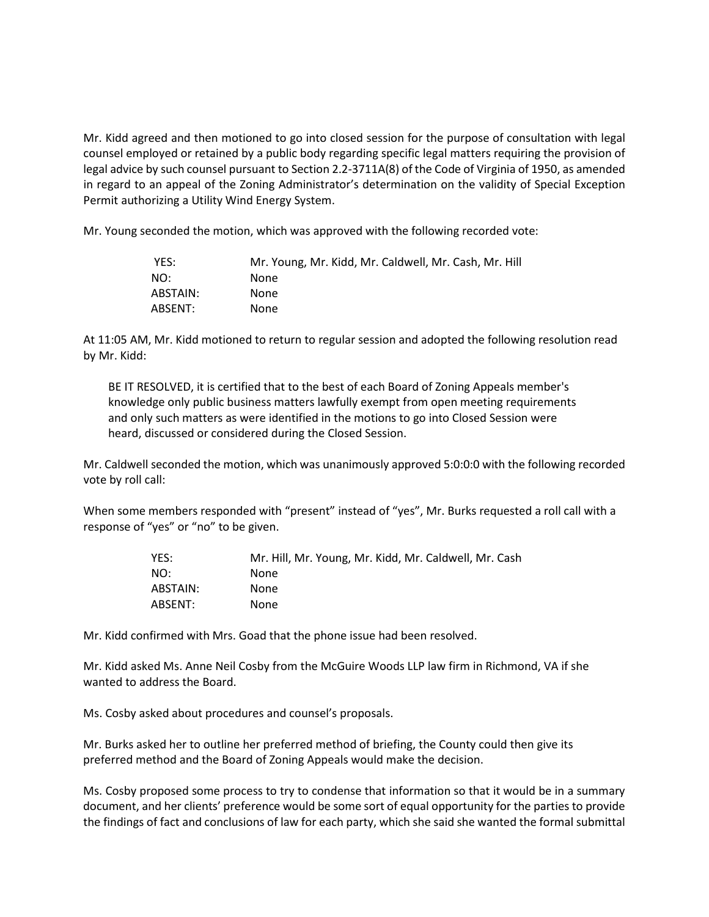Mr. Kidd agreed and then motioned to go into closed session for the purpose of consultation with legal counsel employed or retained by a public body regarding specific legal matters requiring the provision of legal advice by such counsel pursuant to Section 2.2-3711A(8) of the Code of Virginia of 1950, as amended in regard to an appeal of the Zoning Administrator's determination on the validity of Special Exception Permit authorizing a Utility Wind Energy System.

Mr. Young seconded the motion, which was approved with the following recorded vote:

| | |
|---|---|
| YES: | Mr. Young, Mr. Kidd, Mr. Caldwell, Mr. Cash, Mr. Hill |
| NO: | None |
| ABSTAIN: | None |
| ABSENT: | None |

At 11:05 AM, Mr. Kidd motioned to return to regular session and adopted the following resolution read by Mr. Kidd:

> BE IT RESOLVED, it is certified that to the best of each Board of Zoning Appeals member's knowledge only public business matters lawfully exempt from open meeting requirements and only such matters as were identified in the motions to go into Closed Session were heard, discussed or considered during the Closed Session.

Mr. Caldwell seconded the motion, which was unanimously approved 5:0:0:0 with the following recorded vote by roll call:

When some members responded with "present" instead of "yes", Mr. Burks requested a roll call with a response of "yes" or "no" to be given.

| | |
|---|---|
| YES: | Mr. Hill, Mr. Young, Mr. Kidd, Mr. Caldwell, Mr. Cash |
| NO: | None |
| ABSTAIN: | None |
| ABSENT: | None |

Mr. Kidd confirmed with Mrs. Goad that the phone issue had been resolved.

Mr. Kidd asked Ms. Anne Neil Cosby from the McGuire Woods LLP law firm in Richmond, VA if she wanted to address the Board.

Ms. Cosby asked about procedures and counsel's proposals.

Mr. Burks asked her to outline her preferred method of briefing, the County could then give its preferred method and the Board of Zoning Appeals would make the decision.

Ms. Cosby proposed some process to try to condense that information so that it would be in a summary document, and her clients' preference would be some sort of equal opportunity for the parties to provide the findings of fact and conclusions of law for each party, which she said she wanted the formal submittal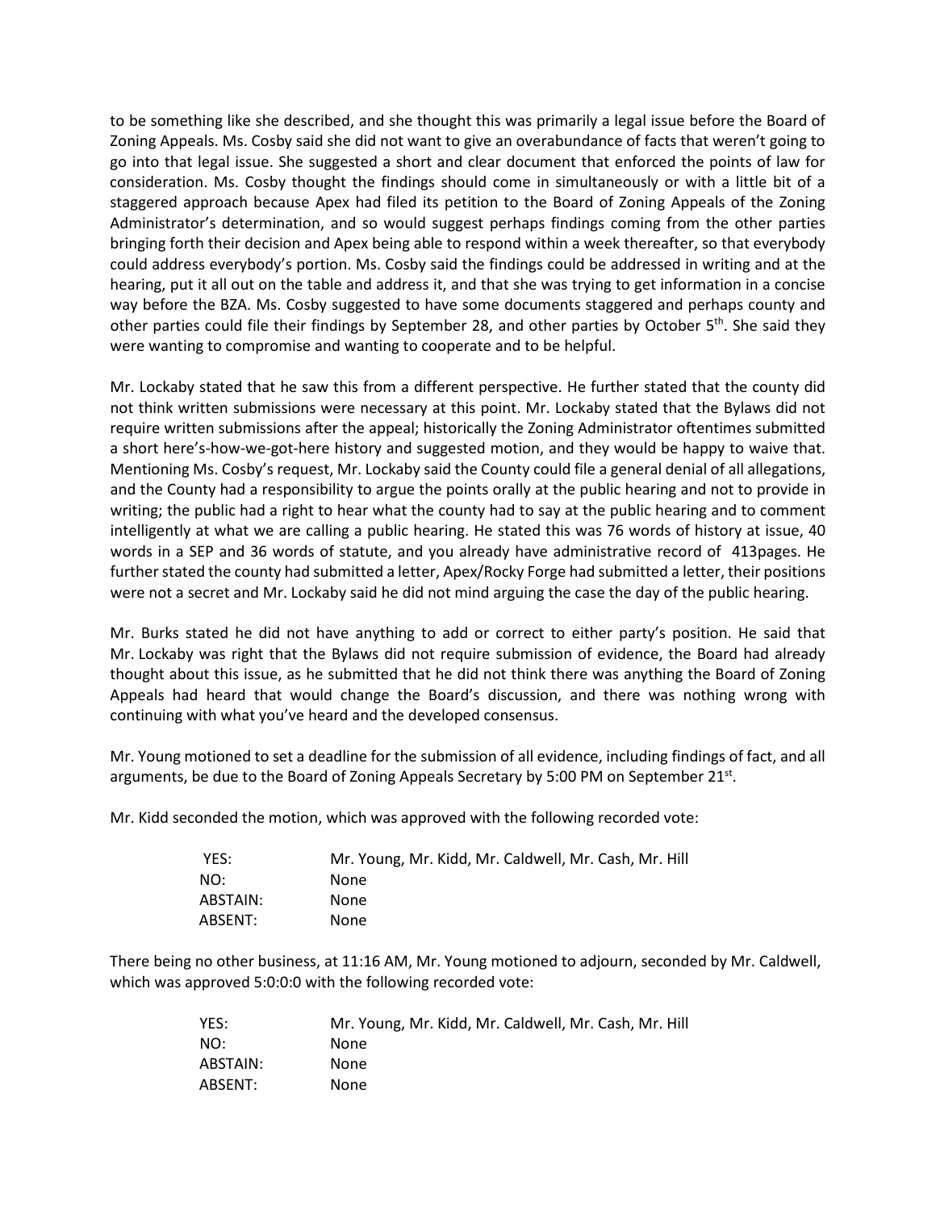to be something like she described, and she thought this was primarily a legal issue before the Board of Zoning Appeals. Ms. Cosby said she did not want to give an overabundance of facts that weren't going to go into that legal issue. She suggested a short and clear document that enforced the points of law for consideration. Ms. Cosby thought the findings should come in simultaneously or with a little bit of a staggered approach because Apex had filed its petition to the Board of Zoning Appeals of the Zoning Administrator's determination, and so would suggest perhaps findings coming from the other parties bringing forth their decision and Apex being able to respond within a week thereafter, so that everybody could address everybody's portion. Ms. Cosby said the findings could be addressed in writing and at the hearing, put it all out on the table and address it, and that she was trying to get information in a concise way before the BZA. Ms. Cosby suggested to have some documents staggered and perhaps county and other parties could file their findings by September 28, and other parties by October 5th. She said they were wanting to compromise and wanting to cooperate and to be helpful.

Mr. Lockaby stated that he saw this from a different perspective. He further stated that the county did not think written submissions were necessary at this point. Mr. Lockaby stated that the Bylaws did not require written submissions after the appeal; historically the Zoning Administrator oftentimes submitted a short here's-how-we-got-here history and suggested motion, and they would be happy to waive that. Mentioning Ms. Cosby's request, Mr. Lockaby said the County could file a general denial of all allegations, and the County had a responsibility to argue the points orally at the public hearing and not to provide in writing; the public had a right to hear what the county had to say at the public hearing and to comment intelligently at what we are calling a public hearing. He stated this was 76 words of history at issue, 40 words in a SEP and 36 words of statute, and you already have administrative record of 413pages. He further stated the county had submitted a letter, Apex/Rocky Forge had submitted a letter, their positions were not a secret and Mr. Lockaby said he did not mind arguing the case the day of the public hearing.

Mr. Burks stated he did not have anything to add or correct to either party's position. He said that Mr. Lockaby was right that the Bylaws did not require submission of evidence, the Board had already thought about this issue, as he submitted that he did not think there was anything the Board of Zoning Appeals had heard that would change the Board's discussion, and there was nothing wrong with continuing with what you've heard and the developed consensus.

Mr. Young motioned to set a deadline for the submission of all evidence, including findings of fact, and all arguments, be due to the Board of Zoning Appeals Secretary by 5:00 PM on September 21st.

Mr. Kidd seconded the motion, which was approved with the following recorded vote:

| | |
|---|---|
| YES: | Mr. Young, Mr. Kidd, Mr. Caldwell, Mr. Cash, Mr. Hill |
| NO: | None |
| ABSTAIN: | None |
| ABSENT: | None |

There being no other business, at 11:16 AM, Mr. Young motioned to adjourn, seconded by Mr. Caldwell, which was approved 5:0:0:0 with the following recorded vote:

| | |
|---|---|
| YES: | Mr. Young, Mr. Kidd, Mr. Caldwell, Mr. Cash, Mr. Hill |
| NO: | None |
| ABSTAIN: | None |
| ABSENT: | None |